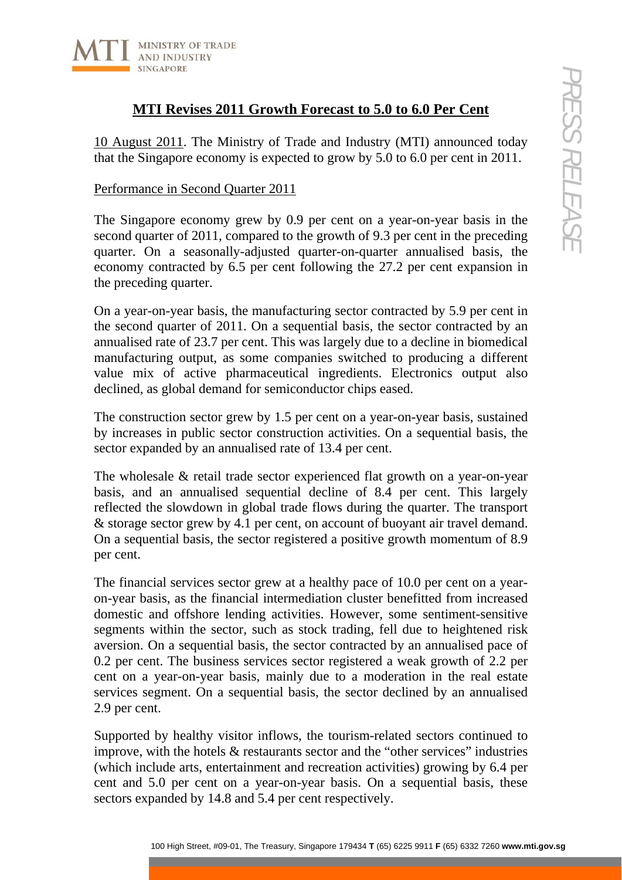# MTI Revises 2011 Growth Forecast to 5.0 to 6.0 Per Cent

10 August 2011. The Ministry of Trade and Industry (MTI) announced today that the Singapore economy is expected to grow by 5.0 to 6.0 per cent in 2011.

## Performance in Second Quarter 2011

The Singapore economy grew by 0.9 per cent on a year-on-year basis in the second quarter of 2011, compared to the growth of 9.3 per cent in the preceding quarter. On a seasonally-adjusted quarter-on-quarter annualised basis, the economy contracted by 6.5 per cent following the 27.2 per cent expansion in the preceding quarter.

On a year-on-year basis, the manufacturing sector contracted by 5.9 per cent in the second quarter of 2011. On a sequential basis, the sector contracted by an annualised rate of 23.7 per cent. This was largely due to a decline in biomedical manufacturing output, as some companies switched to producing a different value mix of active pharmaceutical ingredients. Electronics output also declined, as global demand for semiconductor chips eased.

The construction sector grew by 1.5 per cent on a year-on-year basis, sustained by increases in public sector construction activities. On a sequential basis, the sector expanded by an annualised rate of 13.4 per cent.

The wholesale & retail trade sector experienced flat growth on a year-on-year basis, and an annualised sequential decline of 8.4 per cent. This largely reflected the slowdown in global trade flows during the quarter. The transport & storage sector grew by 4.1 per cent, on account of buoyant air travel demand. On a sequential basis, the sector registered a positive growth momentum of 8.9 per cent.

The financial services sector grew at a healthy pace of 10.0 per cent on a year-on-year basis, as the financial intermediation cluster benefitted from increased domestic and offshore lending activities. However, some sentiment-sensitive segments within the sector, such as stock trading, fell due to heightened risk aversion. On a sequential basis, the sector contracted by an annualised pace of 0.2 per cent. The business services sector registered a weak growth of 2.2 per cent on a year-on-year basis, mainly due to a moderation in the real estate services segment. On a sequential basis, the sector declined by an annualised 2.9 per cent.

Supported by healthy visitor inflows, the tourism-related sectors continued to improve, with the hotels & restaurants sector and the "other services" industries (which include arts, entertainment and recreation activities) growing by 6.4 per cent and 5.0 per cent on a year-on-year basis. On a sequential basis, these sectors expanded by 14.8 and 5.4 per cent respectively.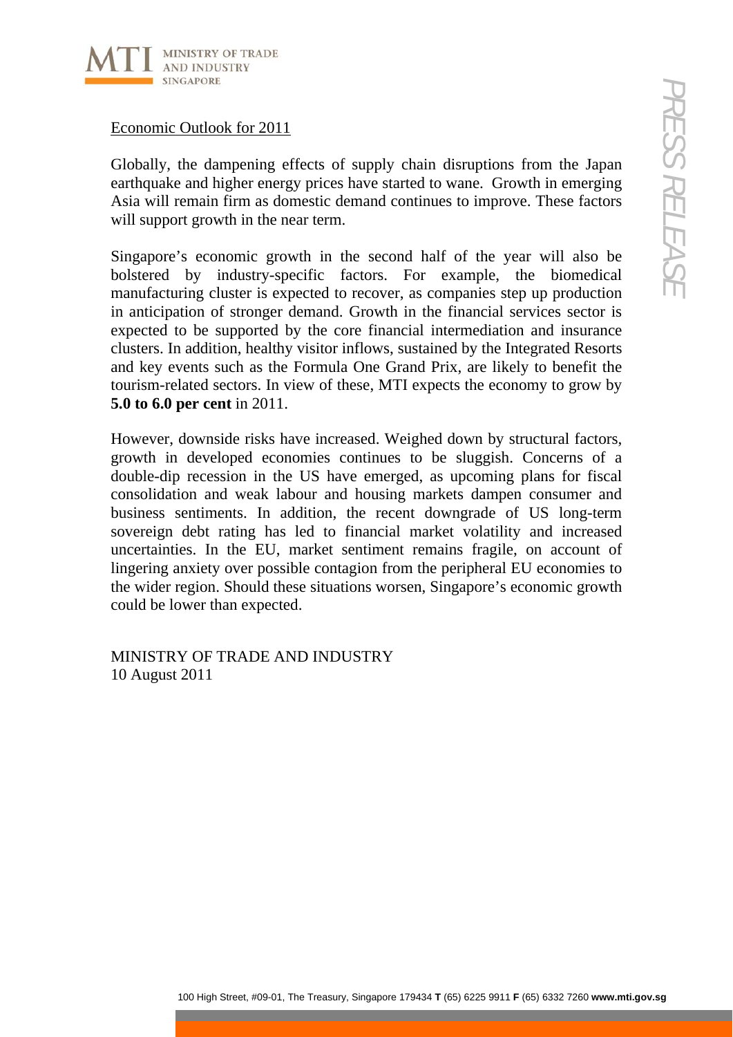Economic Outlook for 2011

Globally, the dampening effects of supply chain disruptions from the Japan earthquake and higher energy prices have started to wane. Growth in emerging Asia will remain firm as domestic demand continues to improve. These factors will support growth in the near term.

Singapore's economic growth in the second half of the year will also be bolstered by industry-specific factors. For example, the biomedical manufacturing cluster is expected to recover, as companies step up production in anticipation of stronger demand. Growth in the financial services sector is expected to be supported by the core financial intermediation and insurance clusters. In addition, healthy visitor inflows, sustained by the Integrated Resorts and key events such as the Formula One Grand Prix, are likely to benefit the tourism-related sectors. In view of these, MTI expects the economy to grow by **5.0 to 6.0 per cent** in 2011.

However, downside risks have increased. Weighed down by structural factors, growth in developed economies continues to be sluggish. Concerns of a double-dip recession in the US have emerged, as upcoming plans for fiscal consolidation and weak labour and housing markets dampen consumer and business sentiments. In addition, the recent downgrade of US long-term sovereign debt rating has led to financial market volatility and increased uncertainties. In the EU, market sentiment remains fragile, on account of lingering anxiety over possible contagion from the peripheral EU economies to the wider region. Should these situations worsen, Singapore's economic growth could be lower than expected.

MINISTRY OF TRADE AND INDUSTRY
10 August 2011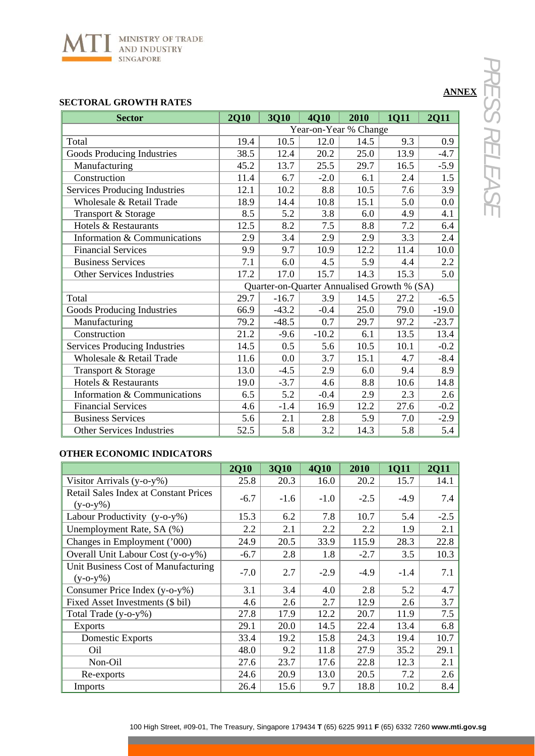**ANNEX**

**SECTORAL GROWTH RATES**

| Sector | 2Q10 | 3Q10 | 4Q10 | 2010 | 1Q11 | 2Q11 |
|---|---|---|---|---|---|---|
| | Year-on-Year % Change | | | | | |
| Total | 19.4 | 10.5 | 12.0 | 14.5 | 9.3 | 0.9 |
| Goods Producing Industries | 38.5 | 12.4 | 20.2 | 25.0 | 13.9 | -4.7 |
| Manufacturing | 45.2 | 13.7 | 25.5 | 29.7 | 16.5 | -5.9 |
| Construction | 11.4 | 6.7 | -2.0 | 6.1 | 2.4 | 1.5 |
| Services Producing Industries | 12.1 | 10.2 | 8.8 | 10.5 | 7.6 | 3.9 |
| Wholesale & Retail Trade | 18.9 | 14.4 | 10.8 | 15.1 | 5.0 | 0.0 |
| Transport & Storage | 8.5 | 5.2 | 3.8 | 6.0 | 4.9 | 4.1 |
| Hotels & Restaurants | 12.5 | 8.2 | 7.5 | 8.8 | 7.2 | 6.4 |
| Information & Communications | 2.9 | 3.4 | 2.9 | 2.9 | 3.3 | 2.4 |
| Financial Services | 9.9 | 9.7 | 10.9 | 12.2 | 11.4 | 10.0 |
| Business Services | 7.1 | 6.0 | 4.5 | 5.9 | 4.4 | 2.2 |
| Other Services Industries | 17.2 | 17.0 | 15.7 | 14.3 | 15.3 | 5.0 |
| | Quarter-on-Quarter Annualised Growth % (SA) | | | | | |
| Total | 29.7 | -16.7 | 3.9 | 14.5 | 27.2 | -6.5 |
| Goods Producing Industries | 66.9 | -43.2 | -0.4 | 25.0 | 79.0 | -19.0 |
| Manufacturing | 79.2 | -48.5 | 0.7 | 29.7 | 97.2 | -23.7 |
| Construction | 21.2 | -9.6 | -10.2 | 6.1 | 13.5 | 13.4 |
| Services Producing Industries | 14.5 | 0.5 | 5.6 | 10.5 | 10.1 | -0.2 |
| Wholesale & Retail Trade | 11.6 | 0.0 | 3.7 | 15.1 | 4.7 | -8.4 |
| Transport & Storage | 13.0 | -4.5 | 2.9 | 6.0 | 9.4 | 8.9 |
| Hotels & Restaurants | 19.0 | -3.7 | 4.6 | 8.8 | 10.6 | 14.8 |
| Information & Communications | 6.5 | 5.2 | -0.4 | 2.9 | 2.3 | 2.6 |
| Financial Services | 4.6 | -1.4 | 16.9 | 12.2 | 27.6 | -0.2 |
| Business Services | 5.6 | 2.1 | 2.8 | 5.9 | 7.0 | -2.9 |
| Other Services Industries | 52.5 | 5.8 | 3.2 | 14.3 | 5.8 | 5.4 |

**OTHER ECONOMIC INDICATORS**

| | 2Q10 | 3Q10 | 4Q10 | 2010 | 1Q11 | 2Q11 |
|---|---|---|---|---|---|---|
| Visitor Arrivals (y-o-y%) | 25.8 | 20.3 | 16.0 | 20.2 | 15.7 | 14.1 |
| Retail Sales Index at Constant Prices (y-o-y%) | -6.7 | -1.6 | -1.0 | -2.5 | -4.9 | 7.4 |
| Labour Productivity (y-o-y%) | 15.3 | 6.2 | 7.8 | 10.7 | 5.4 | -2.5 |
| Unemployment Rate, SA (%) | 2.2 | 2.1 | 2.2 | 2.2 | 1.9 | 2.1 |
| Changes in Employment ('000) | 24.9 | 20.5 | 33.9 | 115.9 | 28.3 | 22.8 |
| Overall Unit Labour Cost (y-o-y%) | -6.7 | 2.8 | 1.8 | -2.7 | 3.5 | 10.3 |
| Unit Business Cost of Manufacturing (y-o-y%) | -7.0 | 2.7 | -2.9 | -4.9 | -1.4 | 7.1 |
| Consumer Price Index (y-o-y%) | 3.1 | 3.4 | 4.0 | 2.8 | 5.2 | 4.7 |
| Fixed Asset Investments ($ bil) | 4.6 | 2.6 | 2.7 | 12.9 | 2.6 | 3.7 |
| Total Trade (y-o-y%) | 27.8 | 17.9 | 12.2 | 20.7 | 11.9 | 7.5 |
| Exports | 29.1 | 20.0 | 14.5 | 22.4 | 13.4 | 6.8 |
| Domestic Exports | 33.4 | 19.2 | 15.8 | 24.3 | 19.4 | 10.7 |
| Oil | 48.0 | 9.2 | 11.8 | 27.9 | 35.2 | 29.1 |
| Non-Oil | 27.6 | 23.7 | 17.6 | 22.8 | 12.3 | 2.1 |
| Re-exports | 24.6 | 20.9 | 13.0 | 20.5 | 7.2 | 2.6 |
| Imports | 26.4 | 15.6 | 9.7 | 18.8 | 10.2 | 8.4 |